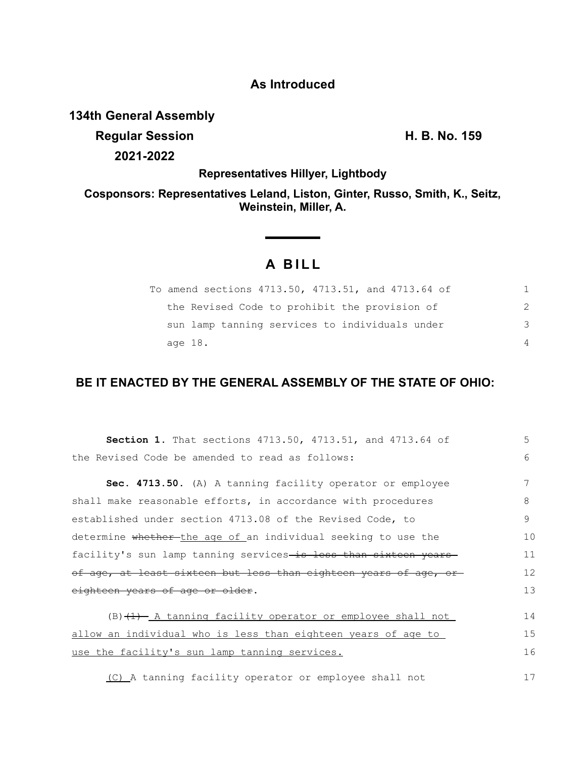**As Introduced**

**134th General Assembly**
**Regular Session** **H. B. No. 159**
**2021-2022**

**Representatives Hillyer, Lightbody**

**Cosponsors: Representatives Leland, Liston, Ginter, Russo, Smith, K., Seitz, Weinstein, Miller, A.**

# A BILL

To amend sections 4713.50, 4713.51, and 4713.64 of the Revised Code to prohibit the provision of sun lamp tanning services to individuals under age 18.

**BE IT ENACTED BY THE GENERAL ASSEMBLY OF THE STATE OF OHIO:**

**Section 1.** That sections 4713.50, 4713.51, and 4713.64 of the Revised Code be amended to read as follows:

**Sec. 4713.50.** (A) A tanning facility operator or employee shall make reasonable efforts, in accordance with procedures established under section 4713.08 of the Revised Code, to determine ~~whether~~ <u>the age of</u> an individual seeking to use the facility's sun lamp tanning services ~~is less than sixteen years of age, at least sixteen but less than eighteen years of age, or eighteen years of age or older~~.

(B) ~~(1)~~ <u>A tanning facility operator or employee shall not allow an individual who is less than eighteen years of age to use the facility's sun lamp tanning services.</u>

<u>(C)</u> A tanning facility operator or employee shall not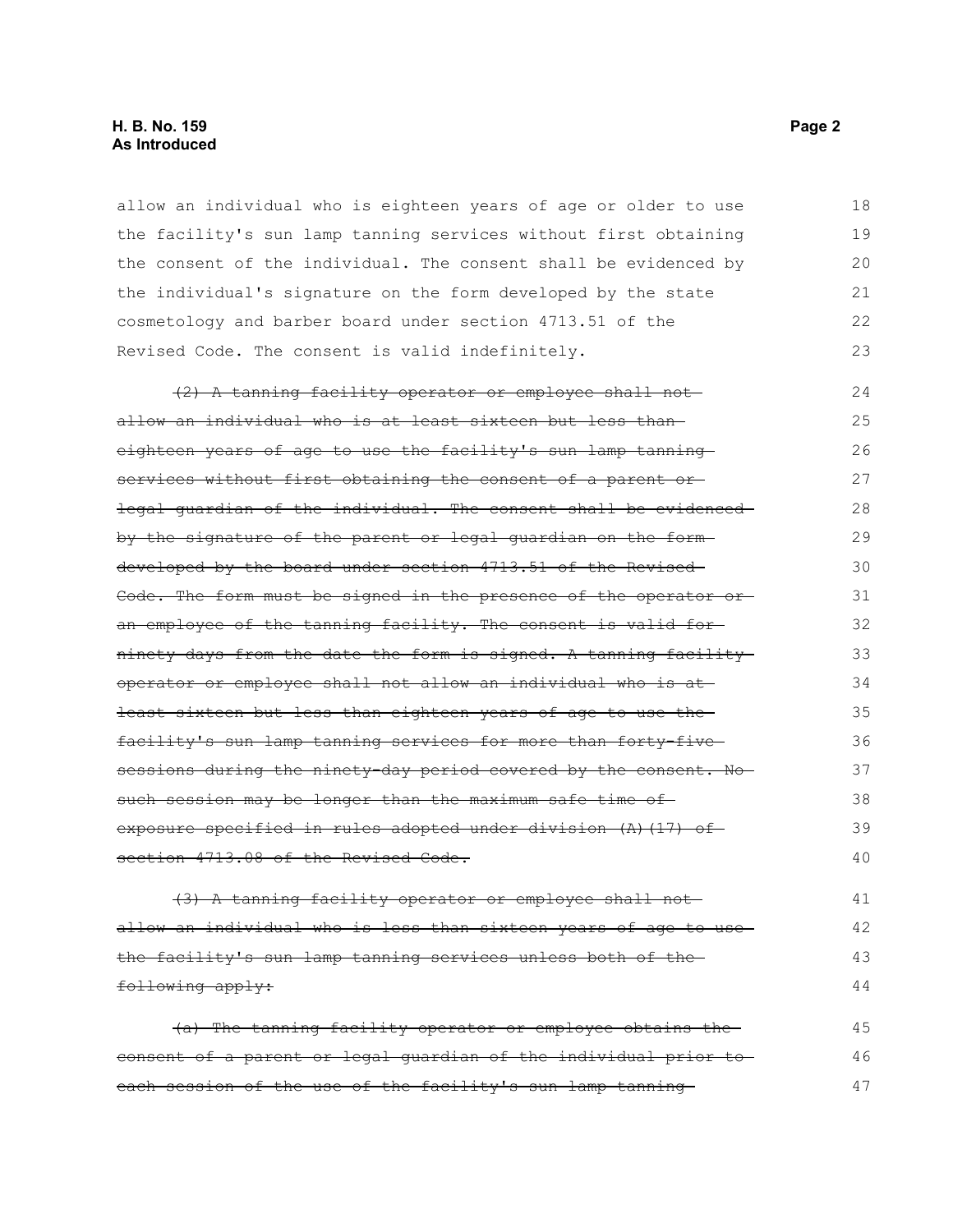allow an individual who is eighteen years of age or older to use the facility's sun lamp tanning services without first obtaining the consent of the individual. The consent shall be evidenced by the individual's signature on the form developed by the state cosmetology and barber board under section 4713.51 of the Revised Code. The consent is valid indefinitely.

~~(2) A tanning facility operator or employee shall not allow an individual who is at least sixteen but less than eighteen years of age to use the facility's sun lamp tanning services without first obtaining the consent of a parent or legal guardian of the individual. The consent shall be evidenced by the signature of the parent or legal guardian on the form developed by the board under section 4713.51 of the Revised Code. The form must be signed in the presence of the operator or an employee of the tanning facility. The consent is valid for ninety days from the date the form is signed. A tanning facility operator or employee shall not allow an individual who is at least sixteen but less than eighteen years of age to use the facility's sun lamp tanning services for more than forty-five sessions during the ninety-day period covered by the consent. No such session may be longer than the maximum safe time of exposure specified in rules adopted under division (A)(17) of section 4713.08 of the Revised Code.~~

~~(3) A tanning facility operator or employee shall not allow an individual who is less than sixteen years of age to use the facility's sun lamp tanning services unless both of the following apply:~~

~~(a) The tanning facility operator or employee obtains the consent of a parent or legal guardian of the individual prior to each session of the use of the facility's sun lamp tanning~~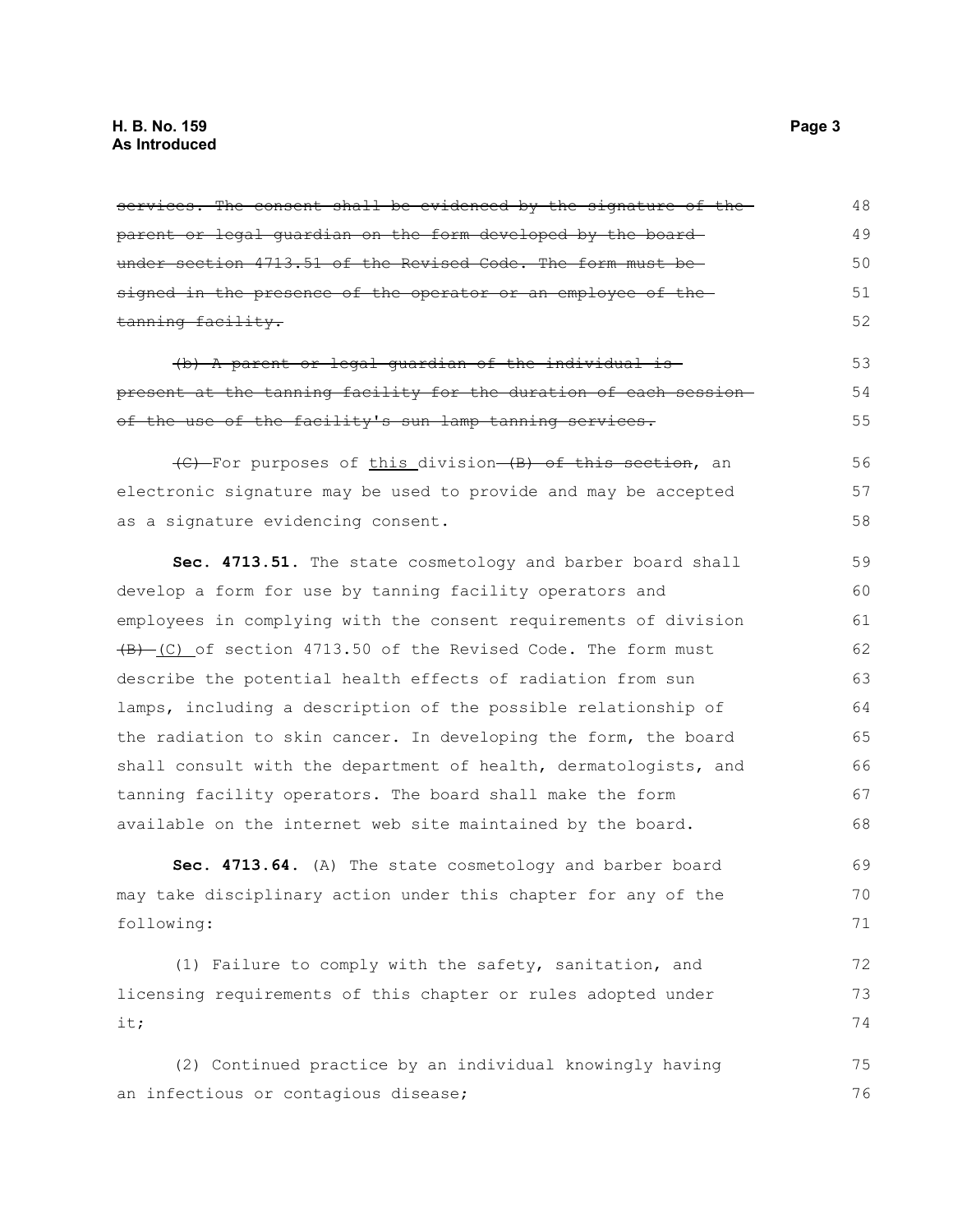~~services. The consent shall be evidenced by the signature of the parent or legal guardian on the form developed by the board under section 4713.51 of the Revised Code. The form must be signed in the presence of the operator or an employee of the tanning facility.~~

~~(b) A parent or legal guardian of the individual is present at the tanning facility for the duration of each session of the use of the facility's sun lamp tanning services.~~

~~(C)~~ For purposes of <u>this</u> division ~~(B) of this section~~, an electronic signature may be used to provide and may be accepted as a signature evidencing consent.

**Sec. 4713.51.** The state cosmetology and barber board shall develop a form for use by tanning facility operators and employees in complying with the consent requirements of division ~~(B)~~ <u>(C)</u> of section 4713.50 of the Revised Code. The form must describe the potential health effects of radiation from sun lamps, including a description of the possible relationship of the radiation to skin cancer. In developing the form, the board shall consult with the department of health, dermatologists, and tanning facility operators. The board shall make the form available on the internet web site maintained by the board.

**Sec. 4713.64.** (A) The state cosmetology and barber board may take disciplinary action under this chapter for any of the following:

(1) Failure to comply with the safety, sanitation, and licensing requirements of this chapter or rules adopted under it;

(2) Continued practice by an individual knowingly having an infectious or contagious disease;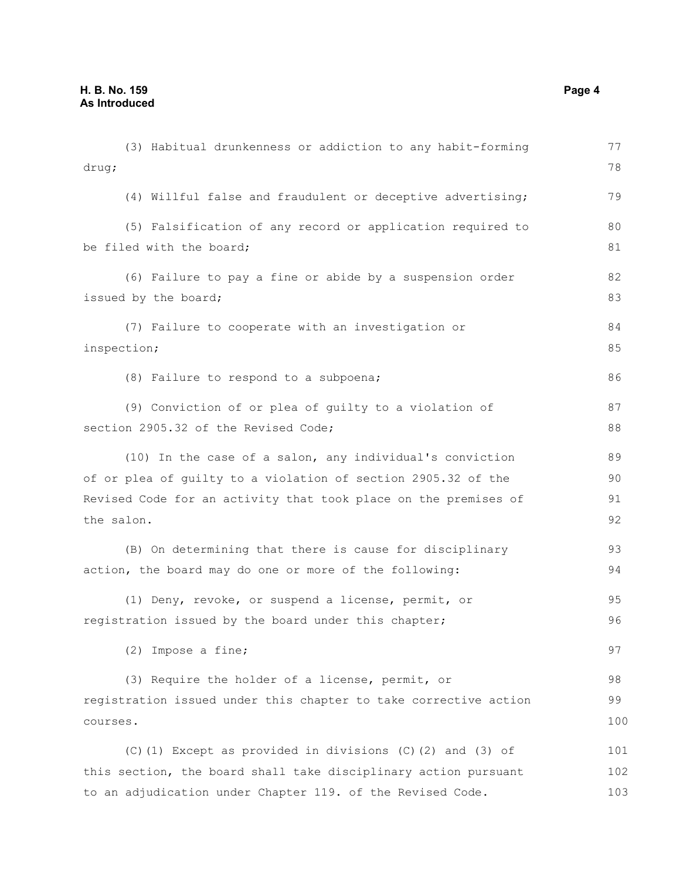(3) Habitual drunkenness or addiction to any habit-forming drug;

(4) Willful false and fraudulent or deceptive advertising;

(5) Falsification of any record or application required to be filed with the board;

(6) Failure to pay a fine or abide by a suspension order issued by the board;

(7) Failure to cooperate with an investigation or inspection;

(8) Failure to respond to a subpoena;

(9) Conviction of or plea of guilty to a violation of section 2905.32 of the Revised Code;

(10) In the case of a salon, any individual's conviction of or plea of guilty to a violation of section 2905.32 of the Revised Code for an activity that took place on the premises of the salon.

(B) On determining that there is cause for disciplinary action, the board may do one or more of the following:

(1) Deny, revoke, or suspend a license, permit, or registration issued by the board under this chapter;

(2) Impose a fine;

(3) Require the holder of a license, permit, or registration issued under this chapter to take corrective action courses.

(C)(1) Except as provided in divisions (C)(2) and (3) of this section, the board shall take disciplinary action pursuant to an adjudication under Chapter 119. of the Revised Code.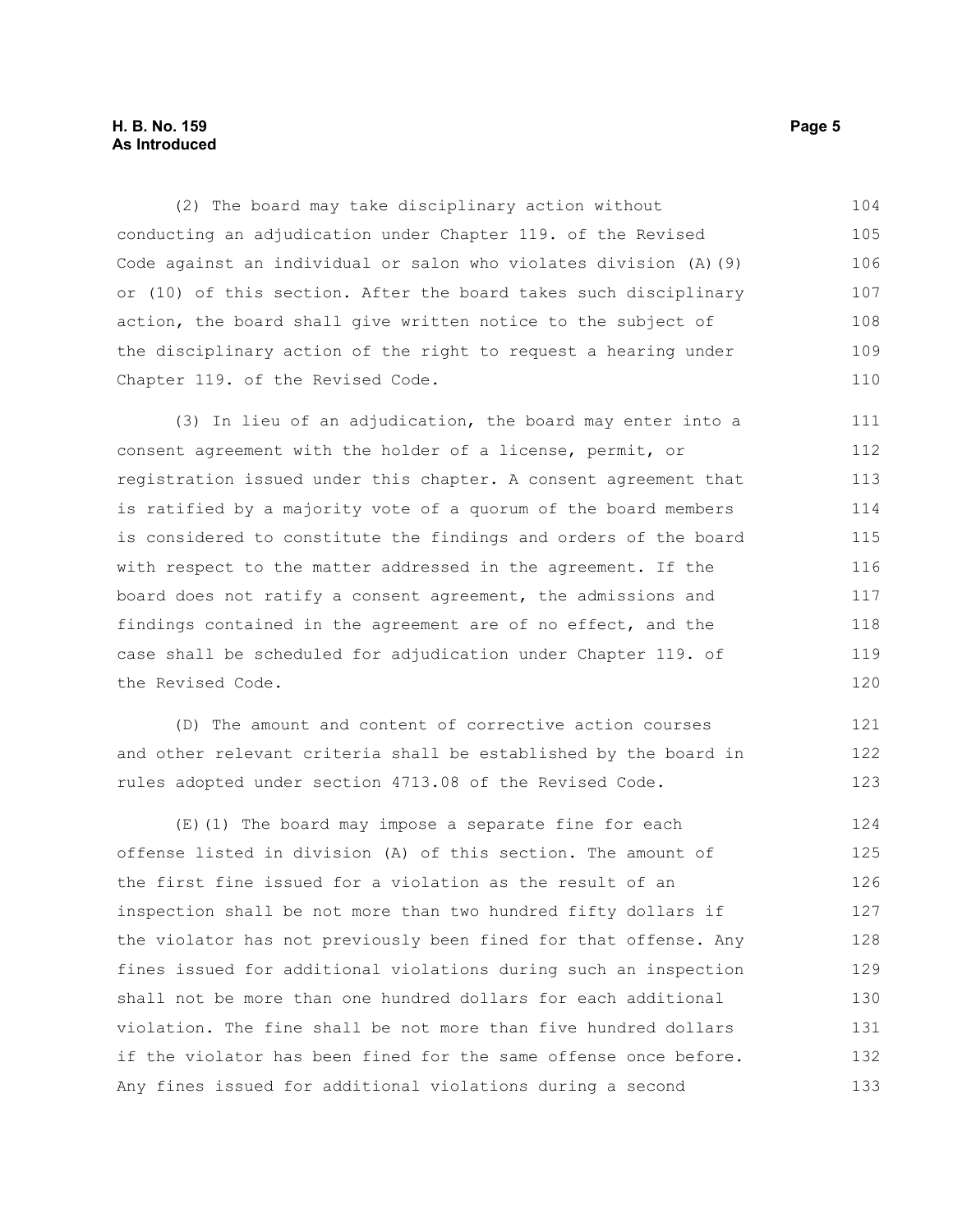(2) The board may take disciplinary action without conducting an adjudication under Chapter 119. of the Revised Code against an individual or salon who violates division (A)(9) or (10) of this section. After the board takes such disciplinary action, the board shall give written notice to the subject of the disciplinary action of the right to request a hearing under Chapter 119. of the Revised Code.

(3) In lieu of an adjudication, the board may enter into a consent agreement with the holder of a license, permit, or registration issued under this chapter. A consent agreement that is ratified by a majority vote of a quorum of the board members is considered to constitute the findings and orders of the board with respect to the matter addressed in the agreement. If the board does not ratify a consent agreement, the admissions and findings contained in the agreement are of no effect, and the case shall be scheduled for adjudication under Chapter 119. of the Revised Code.

(D) The amount and content of corrective action courses and other relevant criteria shall be established by the board in rules adopted under section 4713.08 of the Revised Code.

(E)(1) The board may impose a separate fine for each offense listed in division (A) of this section. The amount of the first fine issued for a violation as the result of an inspection shall be not more than two hundred fifty dollars if the violator has not previously been fined for that offense. Any fines issued for additional violations during such an inspection shall not be more than one hundred dollars for each additional violation. The fine shall be not more than five hundred dollars if the violator has been fined for the same offense once before. Any fines issued for additional violations during a second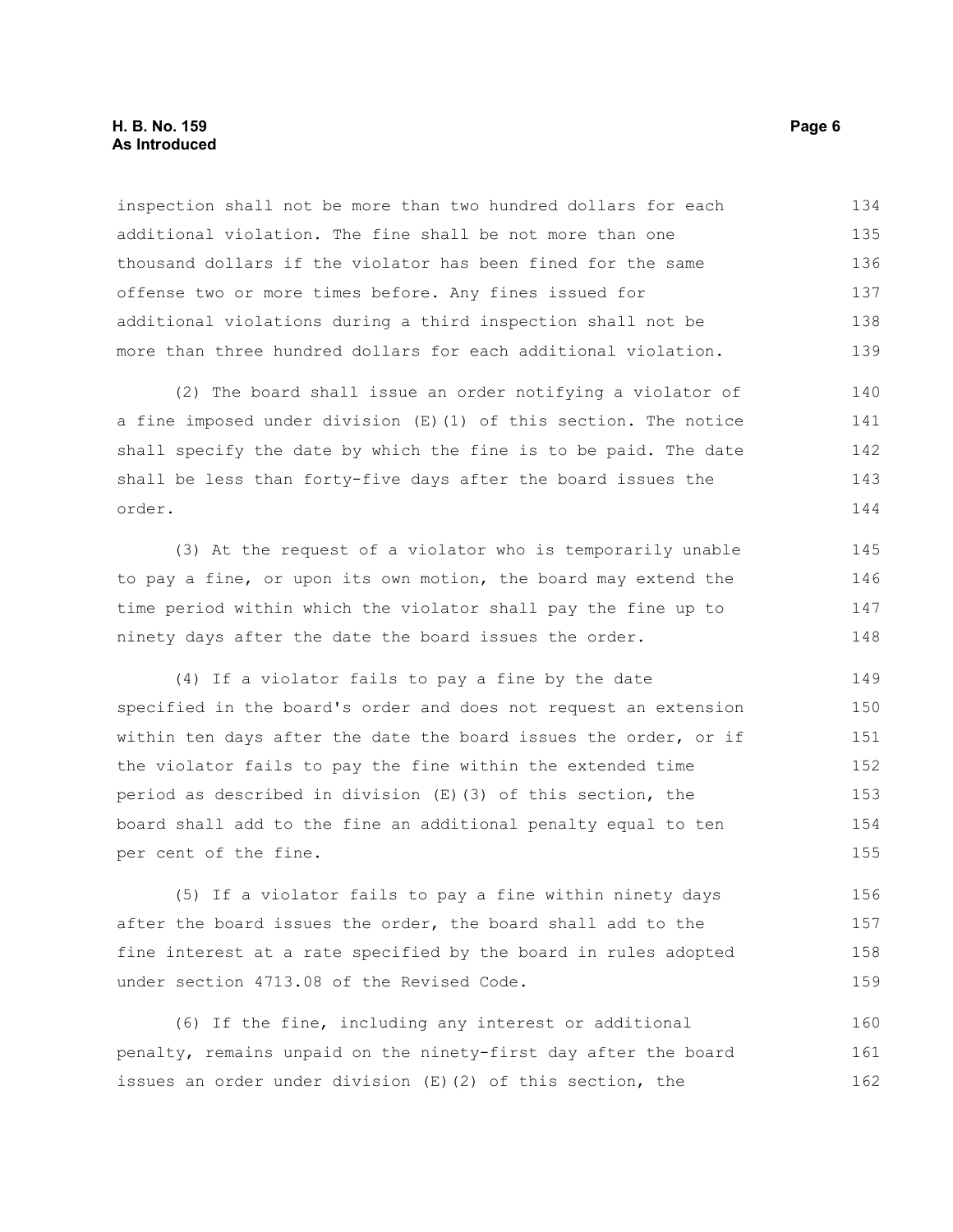inspection shall not be more than two hundred dollars for each additional violation. The fine shall be not more than one thousand dollars if the violator has been fined for the same offense two or more times before. Any fines issued for additional violations during a third inspection shall not be more than three hundred dollars for each additional violation.

(2) The board shall issue an order notifying a violator of a fine imposed under division (E)(1) of this section. The notice shall specify the date by which the fine is to be paid. The date shall be less than forty-five days after the board issues the order.

(3) At the request of a violator who is temporarily unable to pay a fine, or upon its own motion, the board may extend the time period within which the violator shall pay the fine up to ninety days after the date the board issues the order.

(4) If a violator fails to pay a fine by the date specified in the board's order and does not request an extension within ten days after the date the board issues the order, or if the violator fails to pay the fine within the extended time period as described in division (E)(3) of this section, the board shall add to the fine an additional penalty equal to ten per cent of the fine.

(5) If a violator fails to pay a fine within ninety days after the board issues the order, the board shall add to the fine interest at a rate specified by the board in rules adopted under section 4713.08 of the Revised Code.

(6) If the fine, including any interest or additional penalty, remains unpaid on the ninety-first day after the board issues an order under division (E)(2) of this section, the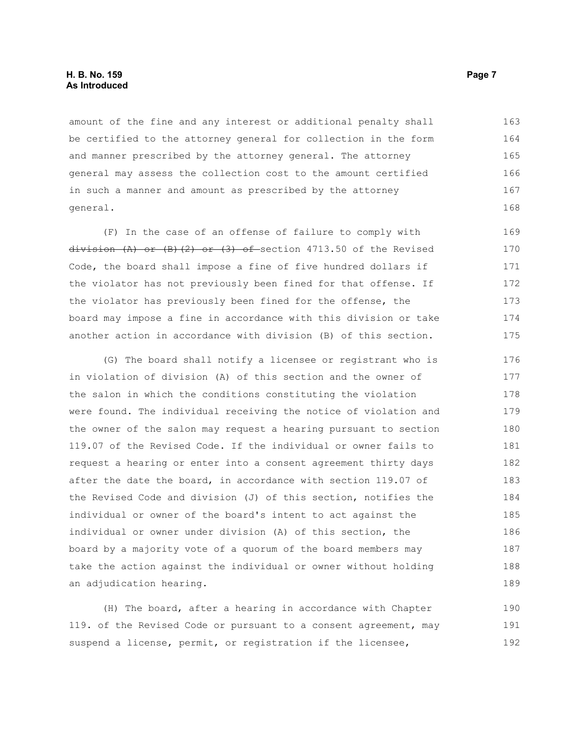amount of the fine and any interest or additional penalty shall be certified to the attorney general for collection in the form and manner prescribed by the attorney general. The attorney general may assess the collection cost to the amount certified in such a manner and amount as prescribed by the attorney general.

(F) In the case of an offense of failure to comply with ~~division (A) or (B)(2) or (3) of~~ section 4713.50 of the Revised Code, the board shall impose a fine of five hundred dollars if the violator has not previously been fined for that offense. If the violator has previously been fined for the offense, the board may impose a fine in accordance with this division or take another action in accordance with division (B) of this section.

(G) The board shall notify a licensee or registrant who is in violation of division (A) of this section and the owner of the salon in which the conditions constituting the violation were found. The individual receiving the notice of violation and the owner of the salon may request a hearing pursuant to section 119.07 of the Revised Code. If the individual or owner fails to request a hearing or enter into a consent agreement thirty days after the date the board, in accordance with section 119.07 of the Revised Code and division (J) of this section, notifies the individual or owner of the board's intent to act against the individual or owner under division (A) of this section, the board by a majority vote of a quorum of the board members may take the action against the individual or owner without holding an adjudication hearing.

(H) The board, after a hearing in accordance with Chapter 119. of the Revised Code or pursuant to a consent agreement, may suspend a license, permit, or registration if the licensee,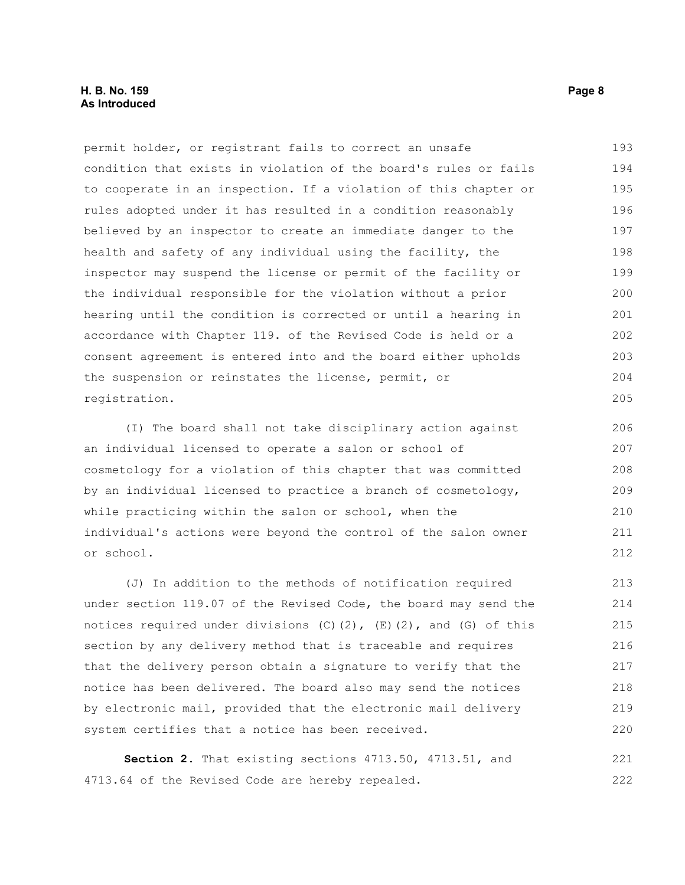permit holder, or registrant fails to correct an unsafe condition that exists in violation of the board's rules or fails to cooperate in an inspection. If a violation of this chapter or rules adopted under it has resulted in a condition reasonably believed by an inspector to create an immediate danger to the health and safety of any individual using the facility, the inspector may suspend the license or permit of the facility or the individual responsible for the violation without a prior hearing until the condition is corrected or until a hearing in accordance with Chapter 119. of the Revised Code is held or a consent agreement is entered into and the board either upholds the suspension or reinstates the license, permit, or registration.

(I) The board shall not take disciplinary action against an individual licensed to operate a salon or school of cosmetology for a violation of this chapter that was committed by an individual licensed to practice a branch of cosmetology, while practicing within the salon or school, when the individual's actions were beyond the control of the salon owner or school.

(J) In addition to the methods of notification required under section 119.07 of the Revised Code, the board may send the notices required under divisions (C)(2), (E)(2), and (G) of this section by any delivery method that is traceable and requires that the delivery person obtain a signature to verify that the notice has been delivered. The board also may send the notices by electronic mail, provided that the electronic mail delivery system certifies that a notice has been received.

**Section 2.** That existing sections 4713.50, 4713.51, and 4713.64 of the Revised Code are hereby repealed.